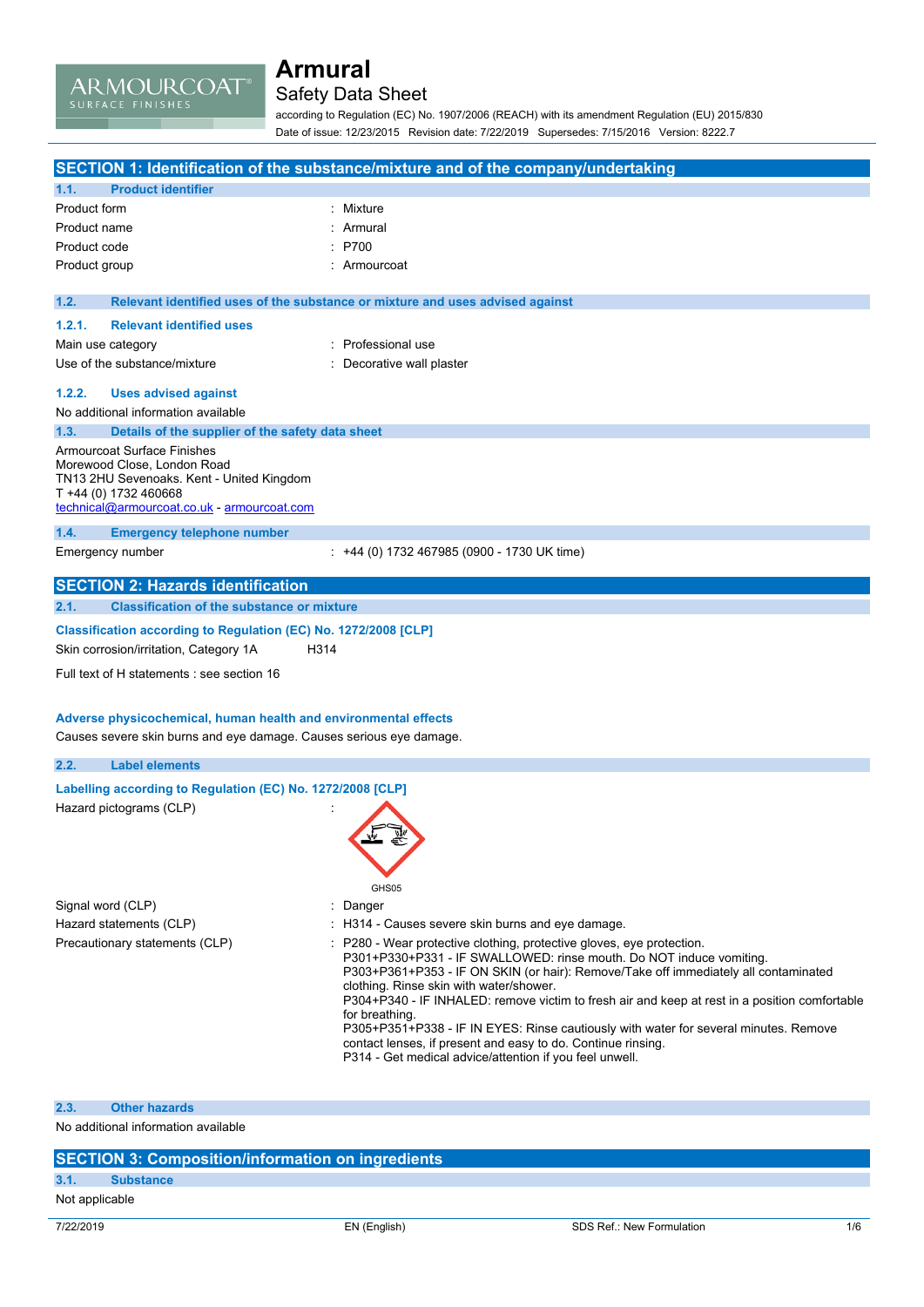# Armural

## Safety Data Sheet

according to Regulation (EC) No. 1907/2006 (REACH) with its amendment Regulation (EU) 2015/830

Date of issue: 12/23/2015 Revision date: 7/22/2019 Supersedes: 7/15/2016 Version: 8222.7

## SECTION 1: Identification of the substance/mixture and of the company/undertaking

### 1.1. Product identifier

| | |
|---|---|
| Product form | : Mixture |
| Product name | : Armural |
| Product code | : P700 |
| Product group | : Armourcoat |

### 1.2. Relevant identified uses of the substance or mixture and uses advised against

#### 1.2.1. Relevant identified uses

| | |
|---|---|
| Main use category | : Professional use |
| Use of the substance/mixture | : Decorative wall plaster |

#### 1.2.2. Uses advised against

No additional information available

### 1.3. Details of the supplier of the safety data sheet

Armourcoat Surface Finishes
Morewood Close, London Road
TN13 2HU Sevenoaks. Kent - United Kingdom
T +44 (0) 1732 460668
technical@armourcoat.co.uk - armourcoat.com

### 1.4. Emergency telephone number

| | |
|---|---|
| Emergency number | : +44 (0) 1732 467985 (0900 - 1730 UK time) |

## SECTION 2: Hazards identification

### 2.1. Classification of the substance or mixture

**Classification according to Regulation (EC) No. 1272/2008 [CLP]**

Skin corrosion/irritation, Category 1A H314

Full text of H statements : see section 16

**Adverse physicochemical, human health and environmental effects**

Causes severe skin burns and eye damage. Causes serious eye damage.

### 2.2. Label elements

**Labelling according to Regulation (EC) No. 1272/2008 [CLP]**

Hazard pictograms (CLP) :

GHS05

Signal word (CLP) : Danger

Hazard statements (CLP) : H314 - Causes severe skin burns and eye damage.

Precautionary statements (CLP) :
P280 - Wear protective clothing, protective gloves, eye protection.
P301+P330+P331 - IF SWALLOWED: rinse mouth. Do NOT induce vomiting.
P303+P361+P353 - IF ON SKIN (or hair): Remove/Take off immediately all contaminated clothing. Rinse skin with water/shower.
P304+P340 - IF INHALED: remove victim to fresh air and keep at rest in a position comfortable for breathing.
P305+P351+P338 - IF IN EYES: Rinse cautiously with water for several minutes. Remove contact lenses, if present and easy to do. Continue rinsing.
P314 - Get medical advice/attention if you feel unwell.

### 2.3. Other hazards

No additional information available

## SECTION 3: Composition/information on ingredients

### 3.1. Substance

Not applicable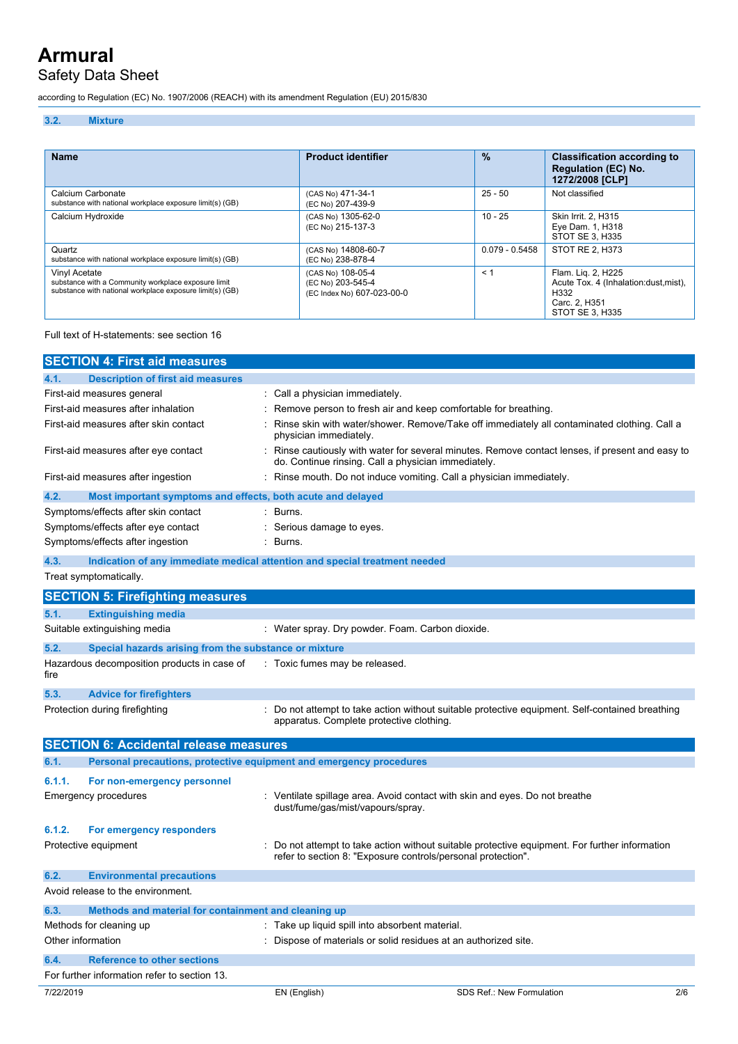### 3.2. Mixture

| Name | Product identifier | % | Classification according to Regulation (EC) No. 1272/2008 [CLP] |
|---|---|---|---|
| Calcium Carbonate<br>substance with national workplace exposure limit(s) (GB) | (CAS No) 471-34-1<br>(EC No) 207-439-9 | 25 - 50 | Not classified |
| Calcium Hydroxide | (CAS No) 1305-62-0<br>(EC No) 215-137-3 | 10 - 25 | Skin Irrit. 2, H315<br>Eye Dam. 1, H318<br>STOT SE 3, H335 |
| Quartz<br>substance with national workplace exposure limit(s) (GB) | (CAS No) 14808-60-7<br>(EC No) 238-878-4 | 0.079 - 0.5458 | STOT RE 2, H373 |
| Vinyl Acetate<br>substance with a Community workplace exposure limit<br>substance with national workplace exposure limit(s) (GB) | (CAS No) 108-05-4<br>(EC No) 203-545-4<br>(EC Index No) 607-023-00-0 | < 1 | Flam. Liq. 2, H225<br>Acute Tox. 4 (Inhalation:dust,mist), H332<br>Carc. 2, H351<br>STOT SE 3, H335 |

Full text of H-statements: see section 16

## SECTION 4: First aid measures

### 4.1. Description of first aid measures

First-aid measures general : Call a physician immediately.

First-aid measures after inhalation : Remove person to fresh air and keep comfortable for breathing.

First-aid measures after skin contact : Rinse skin with water/shower. Remove/Take off immediately all contaminated clothing. Call a physician immediately.

First-aid measures after eye contact : Rinse cautiously with water for several minutes. Remove contact lenses, if present and easy to do. Continue rinsing. Call a physician immediately.

First-aid measures after ingestion : Rinse mouth. Do not induce vomiting. Call a physician immediately.

### 4.2. Most important symptoms and effects, both acute and delayed

Symptoms/effects after skin contact : Burns.

Symptoms/effects after eye contact : Serious damage to eyes.

Symptoms/effects after ingestion : Burns.

### 4.3. Indication of any immediate medical attention and special treatment needed

Treat symptomatically.

## SECTION 5: Firefighting measures

### 5.1. Extinguishing media

Suitable extinguishing media : Water spray. Dry powder. Foam. Carbon dioxide.

### 5.2. Special hazards arising from the substance or mixture

Hazardous decomposition products in case of fire : Toxic fumes may be released.

### 5.3. Advice for firefighters

Protection during firefighting : Do not attempt to take action without suitable protective equipment. Self-contained breathing apparatus. Complete protective clothing.

## SECTION 6: Accidental release measures

### 6.1. Personal precautions, protective equipment and emergency procedures

#### 6.1.1. For non-emergency personnel

Emergency procedures : Ventilate spillage area. Avoid contact with skin and eyes. Do not breathe dust/fume/gas/mist/vapours/spray.

#### 6.1.2. For emergency responders

Protective equipment : Do not attempt to take action without suitable protective equipment. For further information refer to section 8: "Exposure controls/personal protection".

### 6.2. Environmental precautions

Avoid release to the environment.

### 6.3. Methods and material for containment and cleaning up

Methods for cleaning up : Take up liquid spill into absorbent material.

Other information : Dispose of materials or solid residues at an authorized site.

### 6.4. Reference to other sections

For further information refer to section 13.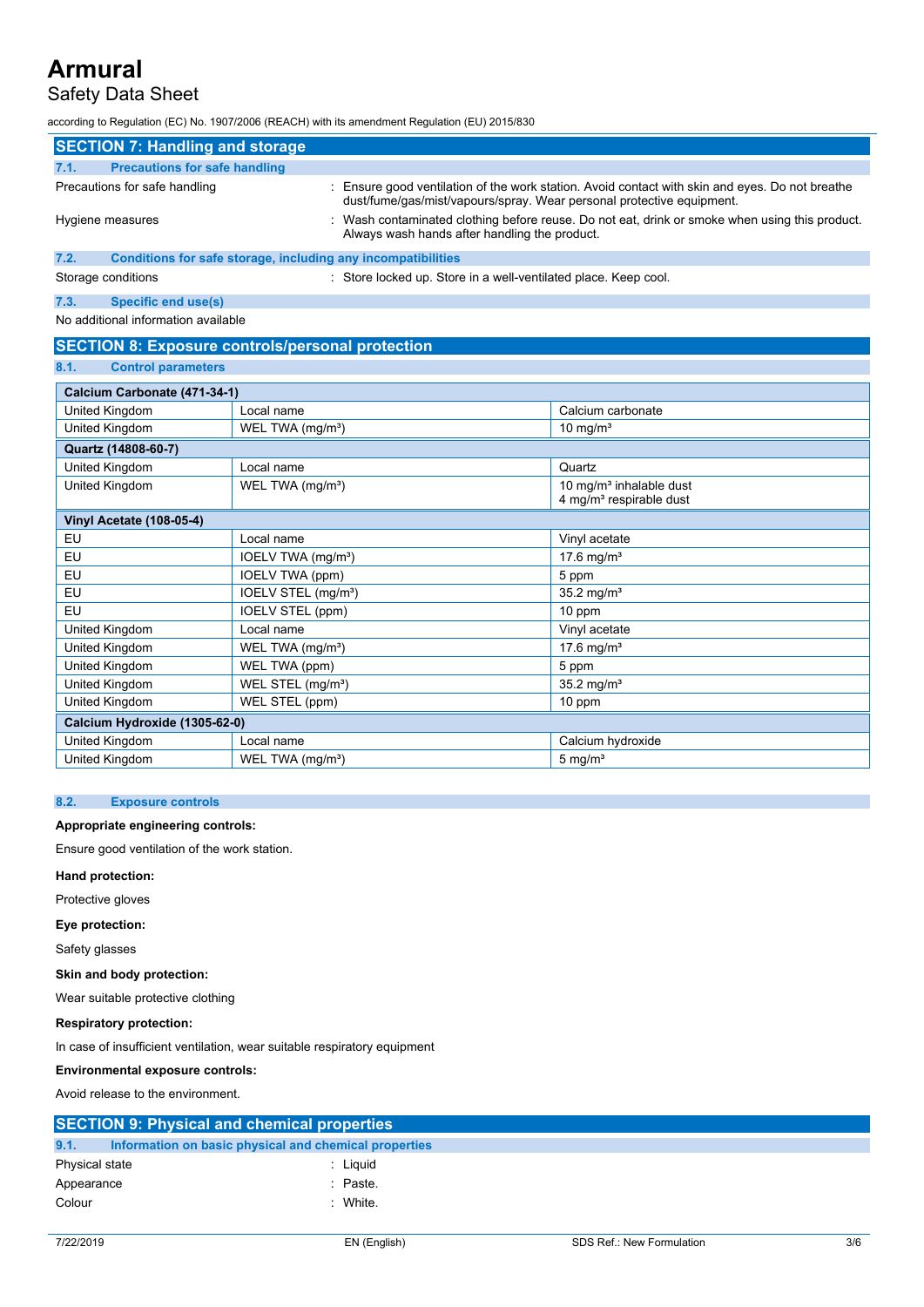## SECTION 7: Handling and storage

### 7.1. Precautions for safe handling

Precautions for safe handling : Ensure good ventilation of the work station. Avoid contact with skin and eyes. Do not breathe dust/fume/gas/mist/vapours/spray. Wear personal protective equipment.

Hygiene measures : Wash contaminated clothing before reuse. Do not eat, drink or smoke when using this product. Always wash hands after handling the product.

### 7.2. Conditions for safe storage, including any incompatibilities

Storage conditions : Store locked up. Store in a well-ventilated place. Keep cool.

### 7.3. Specific end use(s)

No additional information available

## SECTION 8: Exposure controls/personal protection

### 8.1. Control parameters

| Calcium Carbonate (471-34-1) | | |
|---|---|---|
| United Kingdom | Local name | Calcium carbonate |
| United Kingdom | WEL TWA (mg/m³) | 10 mg/m³ |
| **Quartz (14808-60-7)** | | |
| United Kingdom | Local name | Quartz |
| United Kingdom | WEL TWA (mg/m³) | 10 mg/m³ inhalable dust<br>4 mg/m³ respirable dust |
| **Vinyl Acetate (108-05-4)** | | |
| EU | Local name | Vinyl acetate |
| EU | IOELV TWA (mg/m³) | 17.6 mg/m³ |
| EU | IOELV TWA (ppm) | 5 ppm |
| EU | IOELV STEL (mg/m³) | 35.2 mg/m³ |
| EU | IOELV STEL (ppm) | 10 ppm |
| United Kingdom | Local name | Vinyl acetate |
| United Kingdom | WEL TWA (mg/m³) | 17.6 mg/m³ |
| United Kingdom | WEL TWA (ppm) | 5 ppm |
| United Kingdom | WEL STEL (mg/m³) | 35.2 mg/m³ |
| United Kingdom | WEL STEL (ppm) | 10 ppm |
| **Calcium Hydroxide (1305-62-0)** | | |
| United Kingdom | Local name | Calcium hydroxide |
| United Kingdom | WEL TWA (mg/m³) | 5 mg/m³ |

### 8.2. Exposure controls

**Appropriate engineering controls:**

Ensure good ventilation of the work station.

**Hand protection:**

Protective gloves

**Eye protection:**

Safety glasses

**Skin and body protection:**

Wear suitable protective clothing

**Respiratory protection:**

In case of insufficient ventilation, wear suitable respiratory equipment

**Environmental exposure controls:**

Avoid release to the environment.

## SECTION 9: Physical and chemical properties

### 9.1. Information on basic physical and chemical properties

Physical state : Liquid

Appearance : Paste.

Colour : White.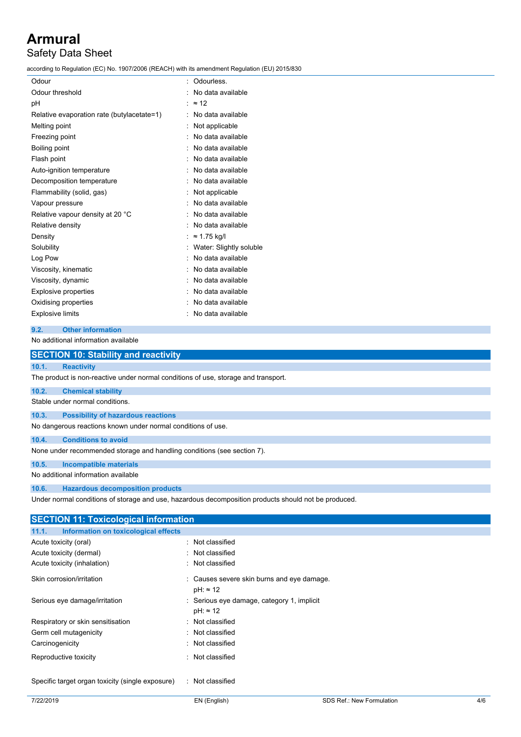| | |
|---|---|
| Odour | : Odourless. |
| Odour threshold | : No data available |
| pH | : ≈ 12 |
| Relative evaporation rate (butylacetate=1) | : No data available |
| Melting point | : Not applicable |
| Freezing point | : No data available |
| Boiling point | : No data available |
| Flash point | : No data available |
| Auto-ignition temperature | : No data available |
| Decomposition temperature | : No data available |
| Flammability (solid, gas) | : Not applicable |
| Vapour pressure | : No data available |
| Relative vapour density at 20 °C | : No data available |
| Relative density | : No data available |
| Density | : ≈ 1.75 kg/l |
| Solubility | : Water: Slightly soluble |
| Log Pow | : No data available |
| Viscosity, kinematic | : No data available |
| Viscosity, dynamic | : No data available |
| Explosive properties | : No data available |
| Oxidising properties | : No data available |
| Explosive limits | : No data available |

### 9.2. Other information

No additional information available

## SECTION 10: Stability and reactivity

### 10.1. Reactivity

The product is non-reactive under normal conditions of use, storage and transport.

### 10.2. Chemical stability

Stable under normal conditions.

### 10.3. Possibility of hazardous reactions

No dangerous reactions known under normal conditions of use.

### 10.4. Conditions to avoid

None under recommended storage and handling conditions (see section 7).

### 10.5. Incompatible materials

No additional information available

### 10.6. Hazardous decomposition products

Under normal conditions of storage and use, hazardous decomposition products should not be produced.

## SECTION 11: Toxicological information

### 11.1. Information on toxicological effects

| | |
|---|---|
| Acute toxicity (oral) | : Not classified |
| Acute toxicity (dermal) | : Not classified |
| Acute toxicity (inhalation) | : Not classified |
| Skin corrosion/irritation | : Causes severe skin burns and eye damage.<br>pH: ≈ 12 |
| Serious eye damage/irritation | : Serious eye damage, category 1, implicit<br>pH: ≈ 12 |
| Respiratory or skin sensitisation | : Not classified |
| Germ cell mutagenicity | : Not classified |
| Carcinogenicity | : Not classified |
| Reproductive toxicity | : Not classified |
| Specific target organ toxicity (single exposure) | : Not classified |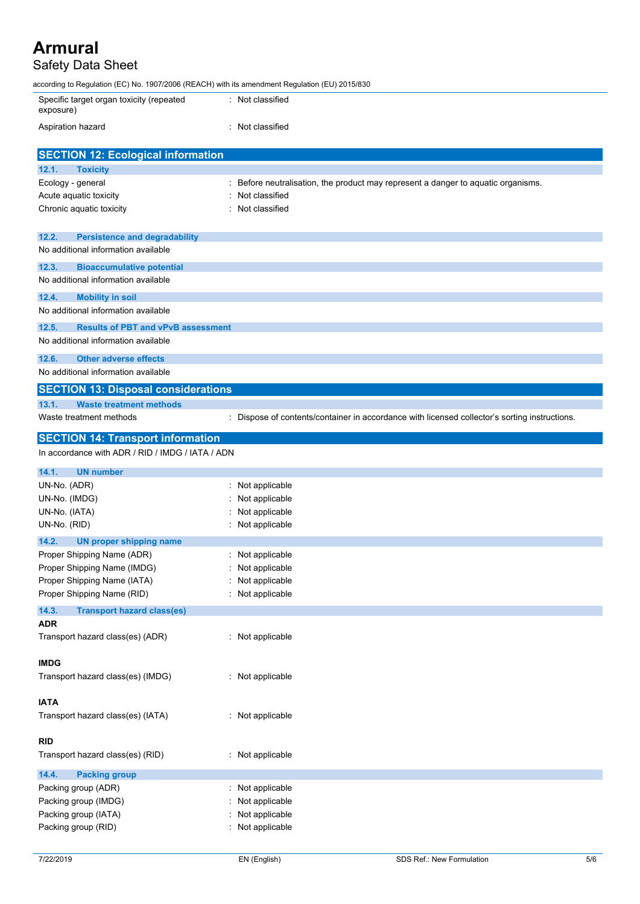| | |
|---|---|
| Specific target organ toxicity (repeated exposure) | : Not classified |
| Aspiration hazard | : Not classified |

## SECTION 12: Ecological information

### 12.1. Toxicity

| | |
|---|---|
| Ecology - general | : Before neutralisation, the product may represent a danger to aquatic organisms. |
| Acute aquatic toxicity | : Not classified |
| Chronic aquatic toxicity | : Not classified |

### 12.2. Persistence and degradability

No additional information available

### 12.3. Bioaccumulative potential

No additional information available

### 12.4. Mobility in soil

No additional information available

### 12.5. Results of PBT and vPvB assessment

No additional information available

### 12.6. Other adverse effects

No additional information available

## SECTION 13: Disposal considerations

### 13.1. Waste treatment methods

| | |
|---|---|
| Waste treatment methods | : Dispose of contents/container in accordance with licensed collector's sorting instructions. |

## SECTION 14: Transport information

In accordance with ADR / RID / IMDG / IATA / ADN

### 14.1. UN number

| | |
|---|---|
| UN-No. (ADR) | : Not applicable |
| UN-No. (IMDG) | : Not applicable |
| UN-No. (IATA) | : Not applicable |
| UN-No. (RID) | : Not applicable |

### 14.2. UN proper shipping name

| | |
|---|---|
| Proper Shipping Name (ADR) | : Not applicable |
| Proper Shipping Name (IMDG) | : Not applicable |
| Proper Shipping Name (IATA) | : Not applicable |
| Proper Shipping Name (RID) | : Not applicable |

### 14.3. Transport hazard class(es)

**ADR**

| | |
|---|---|
| Transport hazard class(es) (ADR) | : Not applicable |

**IMDG**

| | |
|---|---|
| Transport hazard class(es) (IMDG) | : Not applicable |

**IATA**

| | |
|---|---|
| Transport hazard class(es) (IATA) | : Not applicable |

**RID**

| | |
|---|---|
| Transport hazard class(es) (RID) | : Not applicable |

### 14.4. Packing group

| | |
|---|---|
| Packing group (ADR) | : Not applicable |
| Packing group (IMDG) | : Not applicable |
| Packing group (IATA) | : Not applicable |
| Packing group (RID) | : Not applicable |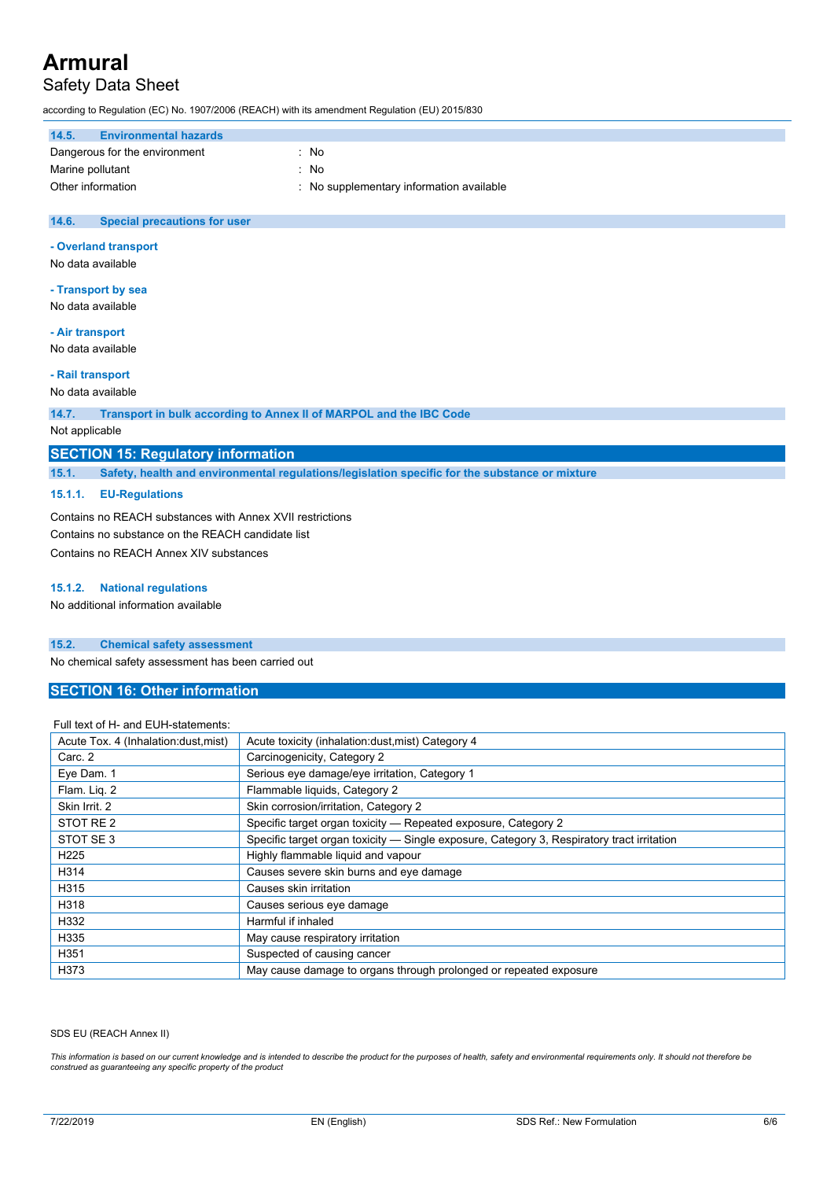### 14.5. Environmental hazards

Dangerous for the environment : No

Marine pollutant : No

Other information : No supplementary information available

### 14.6. Special precautions for user

**- Overland transport**

No data available

**- Transport by sea**

No data available

**- Air transport**

No data available

**- Rail transport**

No data available

### 14.7. Transport in bulk according to Annex II of MARPOL and the IBC Code

Not applicable

## SECTION 15: Regulatory information

### 15.1. Safety, health and environmental regulations/legislation specific for the substance or mixture

#### 15.1.1. EU-Regulations

Contains no REACH substances with Annex XVII restrictions

Contains no substance on the REACH candidate list

Contains no REACH Annex XIV substances

#### 15.1.2. National regulations

No additional information available

### 15.2. Chemical safety assessment

No chemical safety assessment has been carried out

## SECTION 16: Other information

Full text of H- and EUH-statements:

| | |
|---|---|
| Acute Tox. 4 (Inhalation:dust,mist) | Acute toxicity (inhalation:dust,mist) Category 4 |
| Carc. 2 | Carcinogenicity, Category 2 |
| Eye Dam. 1 | Serious eye damage/eye irritation, Category 1 |
| Flam. Liq. 2 | Flammable liquids, Category 2 |
| Skin Irrit. 2 | Skin corrosion/irritation, Category 2 |
| STOT RE 2 | Specific target organ toxicity — Repeated exposure, Category 2 |
| STOT SE 3 | Specific target organ toxicity — Single exposure, Category 3, Respiratory tract irritation |
| H225 | Highly flammable liquid and vapour |
| H314 | Causes severe skin burns and eye damage |
| H315 | Causes skin irritation |
| H318 | Causes serious eye damage |
| H332 | Harmful if inhaled |
| H335 | May cause respiratory irritation |
| H351 | Suspected of causing cancer |
| H373 | May cause damage to organs through prolonged or repeated exposure |

SDS EU (REACH Annex II)

*This information is based on our current knowledge and is intended to describe the product for the purposes of health, safety and environmental requirements only. It should not therefore be construed as guaranteeing any specific property of the product*